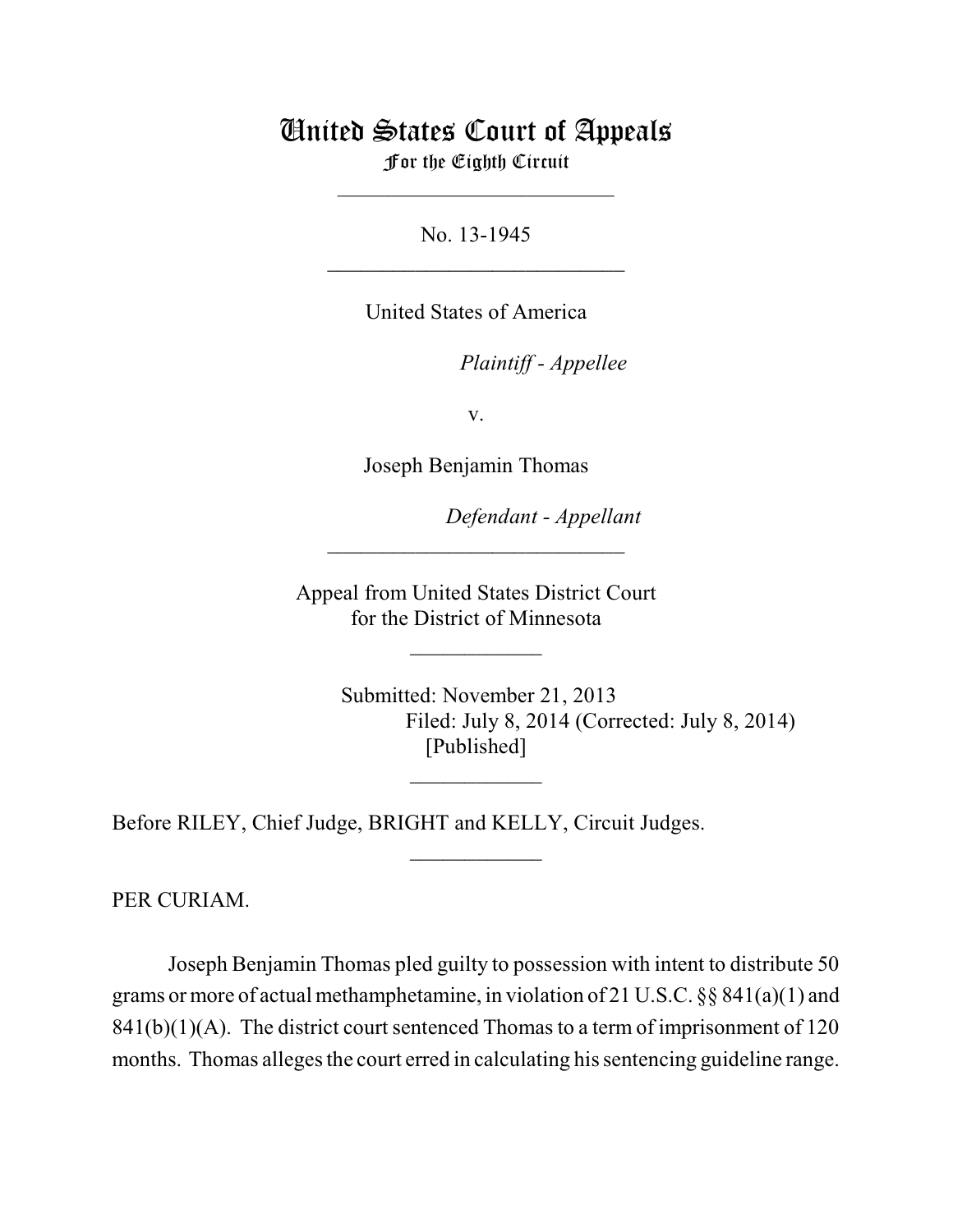# United States Court of Appeals
For the Eighth Circuit

---

No. 13-1945

---

United States of America

*Plaintiff - Appellee*

v.

Joseph Benjamin Thomas

*Defendant - Appellant*

---

Appeal from United States District Court
for the District of Minnesota

---

Submitted: November 21, 2013
Filed: July 8, 2014 (Corrected: July 8, 2014)
[Published]

---

Before RILEY, Chief Judge, BRIGHT and KELLY, Circuit Judges.

---

PER CURIAM.

Joseph Benjamin Thomas pled guilty to possession with intent to distribute 50 grams or more of actual methamphetamine, in violation of 21 U.S.C. §§ 841(a)(1) and 841(b)(1)(A). The district court sentenced Thomas to a term of imprisonment of 120 months. Thomas alleges the court erred in calculating his sentencing guideline range.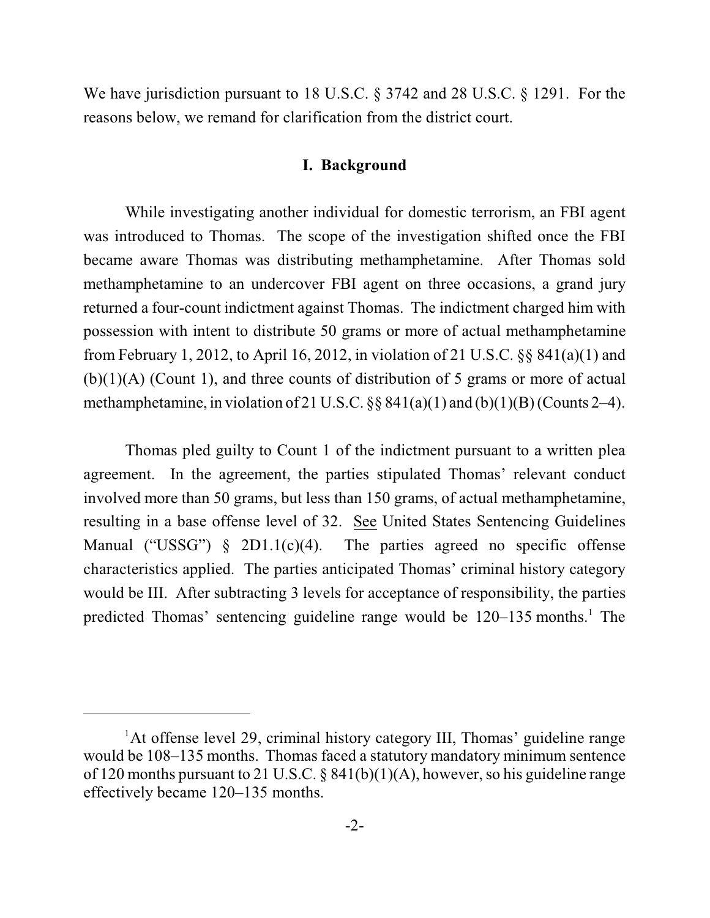We have jurisdiction pursuant to 18 U.S.C. § 3742 and 28 U.S.C. § 1291. For the reasons below, we remand for clarification from the district court.

## I. Background

While investigating another individual for domestic terrorism, an FBI agent was introduced to Thomas. The scope of the investigation shifted once the FBI became aware Thomas was distributing methamphetamine. After Thomas sold methamphetamine to an undercover FBI agent on three occasions, a grand jury returned a four-count indictment against Thomas. The indictment charged him with possession with intent to distribute 50 grams or more of actual methamphetamine from February 1, 2012, to April 16, 2012, in violation of 21 U.S.C. §§ 841(a)(1) and (b)(1)(A) (Count 1), and three counts of distribution of 5 grams or more of actual methamphetamine, in violation of 21 U.S.C. §§ 841(a)(1) and (b)(1)(B) (Counts 2–4).

Thomas pled guilty to Count 1 of the indictment pursuant to a written plea agreement. In the agreement, the parties stipulated Thomas' relevant conduct involved more than 50 grams, but less than 150 grams, of actual methamphetamine, resulting in a base offense level of 32. See United States Sentencing Guidelines Manual ("USSG") § 2D1.1(c)(4). The parties agreed no specific offense characteristics applied. The parties anticipated Thomas' criminal history category would be III. After subtracting 3 levels for acceptance of responsibility, the parties predicted Thomas' sentencing guideline range would be 120–135 months.[1] The

[1] At offense level 29, criminal history category III, Thomas' guideline range would be 108–135 months. Thomas faced a statutory mandatory minimum sentence of 120 months pursuant to 21 U.S.C. § 841(b)(1)(A), however, so his guideline range effectively became 120–135 months.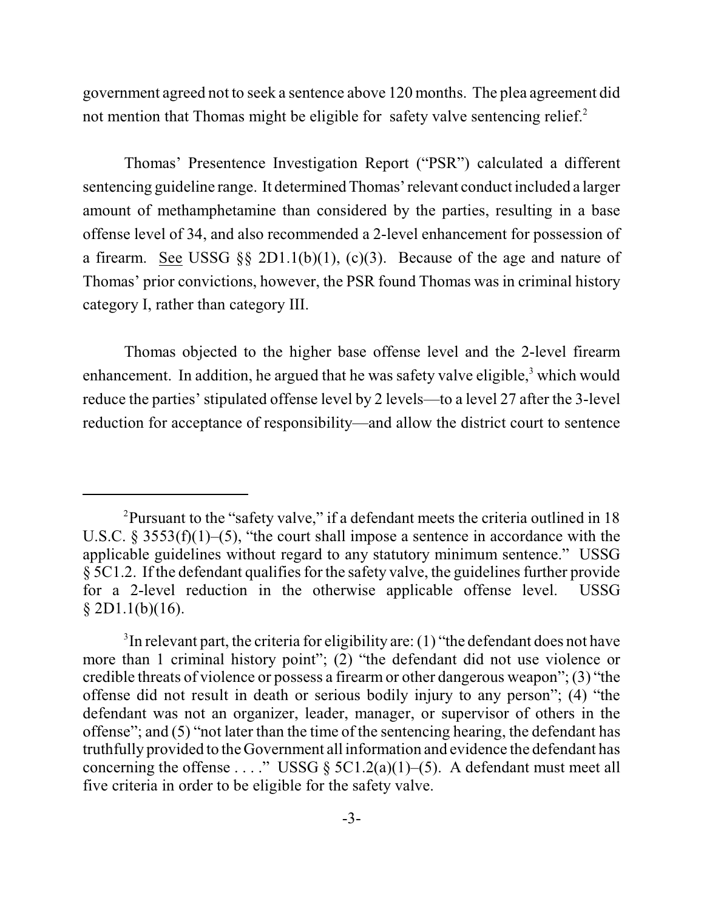government agreed not to seek a sentence above 120 months. The plea agreement did not mention that Thomas might be eligible for safety valve sentencing relief.[2]

Thomas' Presentence Investigation Report ("PSR") calculated a different sentencing guideline range. It determined Thomas' relevant conduct included a larger amount of methamphetamine than considered by the parties, resulting in a base offense level of 34, and also recommended a 2-level enhancement for possession of a firearm. See USSG §§ 2D1.1(b)(1), (c)(3). Because of the age and nature of Thomas' prior convictions, however, the PSR found Thomas was in criminal history category I, rather than category III.

Thomas objected to the higher base offense level and the 2-level firearm enhancement. In addition, he argued that he was safety valve eligible,[3] which would reduce the parties' stipulated offense level by 2 levels—to a level 27 after the 3-level reduction for acceptance of responsibility—and allow the district court to sentence

---

[2]Pursuant to the "safety valve," if a defendant meets the criteria outlined in 18 U.S.C. § 3553(f)(1)–(5), "the court shall impose a sentence in accordance with the applicable guidelines without regard to any statutory minimum sentence." USSG § 5C1.2. If the defendant qualifies for the safety valve, the guidelines further provide for a 2-level reduction in the otherwise applicable offense level. USSG § 2D1.1(b)(16).

[3]In relevant part, the criteria for eligibility are: (1) "the defendant does not have more than 1 criminal history point"; (2) "the defendant did not use violence or credible threats of violence or possess a firearm or other dangerous weapon"; (3) "the offense did not result in death or serious bodily injury to any person"; (4) "the defendant was not an organizer, leader, manager, or supervisor of others in the offense"; and (5) "not later than the time of the sentencing hearing, the defendant has truthfully provided to the Government all information and evidence the defendant has concerning the offense . . . ." USSG § 5C1.2(a)(1)–(5). A defendant must meet all five criteria in order to be eligible for the safety valve.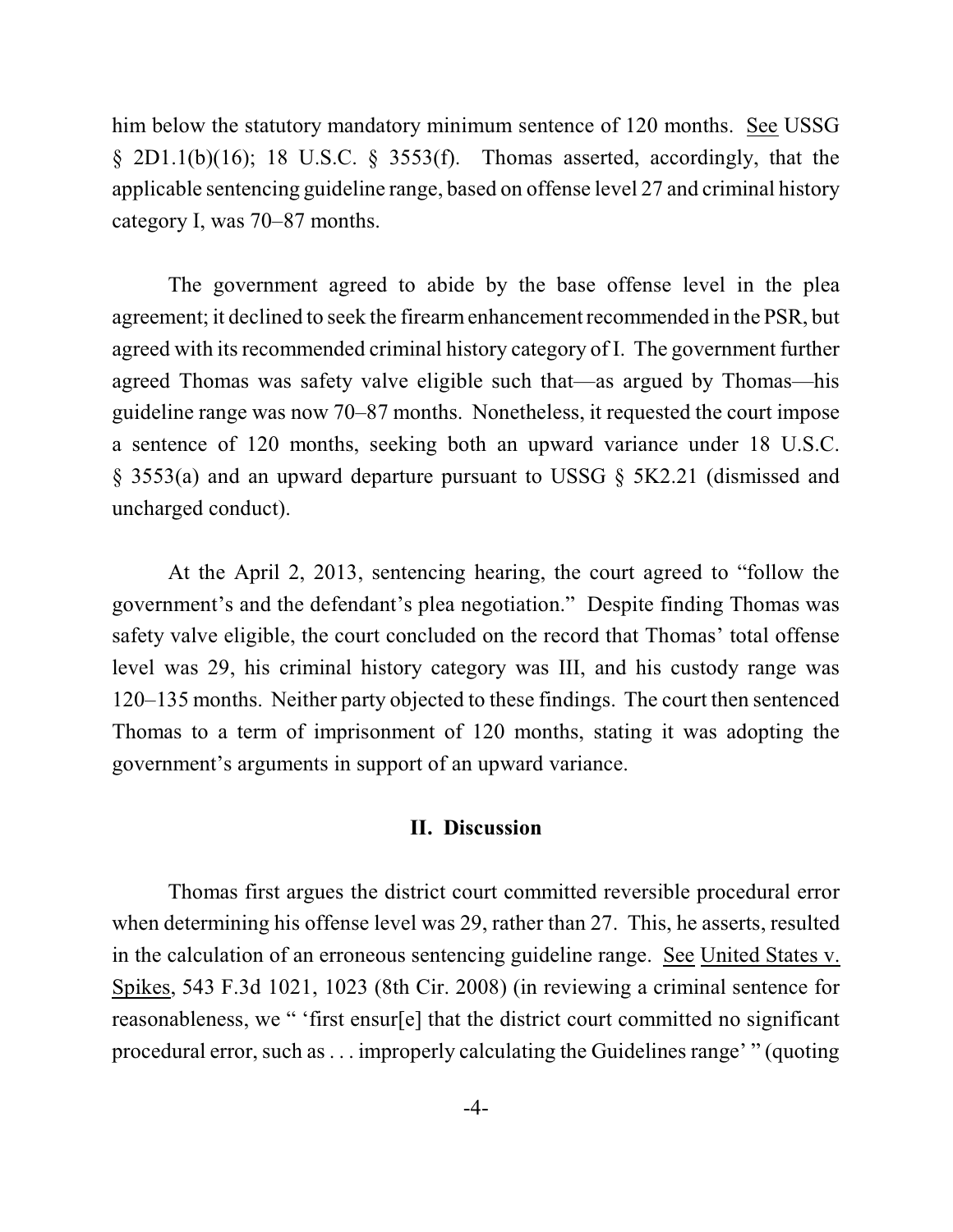him below the statutory mandatory minimum sentence of 120 months. See USSG § 2D1.1(b)(16); 18 U.S.C. § 3553(f). Thomas asserted, accordingly, that the applicable sentencing guideline range, based on offense level 27 and criminal history category I, was 70–87 months.

The government agreed to abide by the base offense level in the plea agreement; it declined to seek the firearm enhancement recommended in the PSR, but agreed with its recommended criminal history category of I. The government further agreed Thomas was safety valve eligible such that—as argued by Thomas—his guideline range was now 70–87 months. Nonetheless, it requested the court impose a sentence of 120 months, seeking both an upward variance under 18 U.S.C. § 3553(a) and an upward departure pursuant to USSG § 5K2.21 (dismissed and uncharged conduct).

At the April 2, 2013, sentencing hearing, the court agreed to "follow the government's and the defendant's plea negotiation." Despite finding Thomas was safety valve eligible, the court concluded on the record that Thomas' total offense level was 29, his criminal history category was III, and his custody range was 120–135 months. Neither party objected to these findings. The court then sentenced Thomas to a term of imprisonment of 120 months, stating it was adopting the government's arguments in support of an upward variance.

## II. Discussion

Thomas first argues the district court committed reversible procedural error when determining his offense level was 29, rather than 27. This, he asserts, resulted in the calculation of an erroneous sentencing guideline range. See United States v. Spikes, 543 F.3d 1021, 1023 (8th Cir. 2008) (in reviewing a criminal sentence for reasonableness, we " 'first ensur[e] that the district court committed no significant procedural error, such as . . . improperly calculating the Guidelines range' " (quoting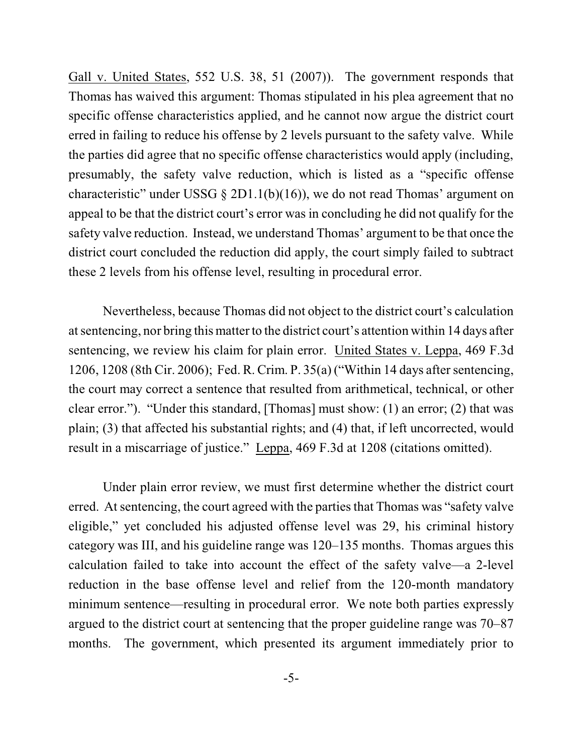Gall v. United States, 552 U.S. 38, 51 (2007)). The government responds that Thomas has waived this argument: Thomas stipulated in his plea agreement that no specific offense characteristics applied, and he cannot now argue the district court erred in failing to reduce his offense by 2 levels pursuant to the safety valve. While the parties did agree that no specific offense characteristics would apply (including, presumably, the safety valve reduction, which is listed as a "specific offense characteristic" under USSG § 2D1.1(b)(16)), we do not read Thomas' argument on appeal to be that the district court's error was in concluding he did not qualify for the safety valve reduction. Instead, we understand Thomas' argument to be that once the district court concluded the reduction did apply, the court simply failed to subtract these 2 levels from his offense level, resulting in procedural error.

Nevertheless, because Thomas did not object to the district court's calculation at sentencing, nor bring this matter to the district court's attention within 14 days after sentencing, we review his claim for plain error. United States v. Leppa, 469 F.3d 1206, 1208 (8th Cir. 2006); Fed. R. Crim. P. 35(a) ("Within 14 days after sentencing, the court may correct a sentence that resulted from arithmetical, technical, or other clear error."). "Under this standard, [Thomas] must show: (1) an error; (2) that was plain; (3) that affected his substantial rights; and (4) that, if left uncorrected, would result in a miscarriage of justice." Leppa, 469 F.3d at 1208 (citations omitted).

Under plain error review, we must first determine whether the district court erred. At sentencing, the court agreed with the parties that Thomas was "safety valve eligible," yet concluded his adjusted offense level was 29, his criminal history category was III, and his guideline range was 120–135 months. Thomas argues this calculation failed to take into account the effect of the safety valve—a 2-level reduction in the base offense level and relief from the 120-month mandatory minimum sentence—resulting in procedural error. We note both parties expressly argued to the district court at sentencing that the proper guideline range was 70–87 months. The government, which presented its argument immediately prior to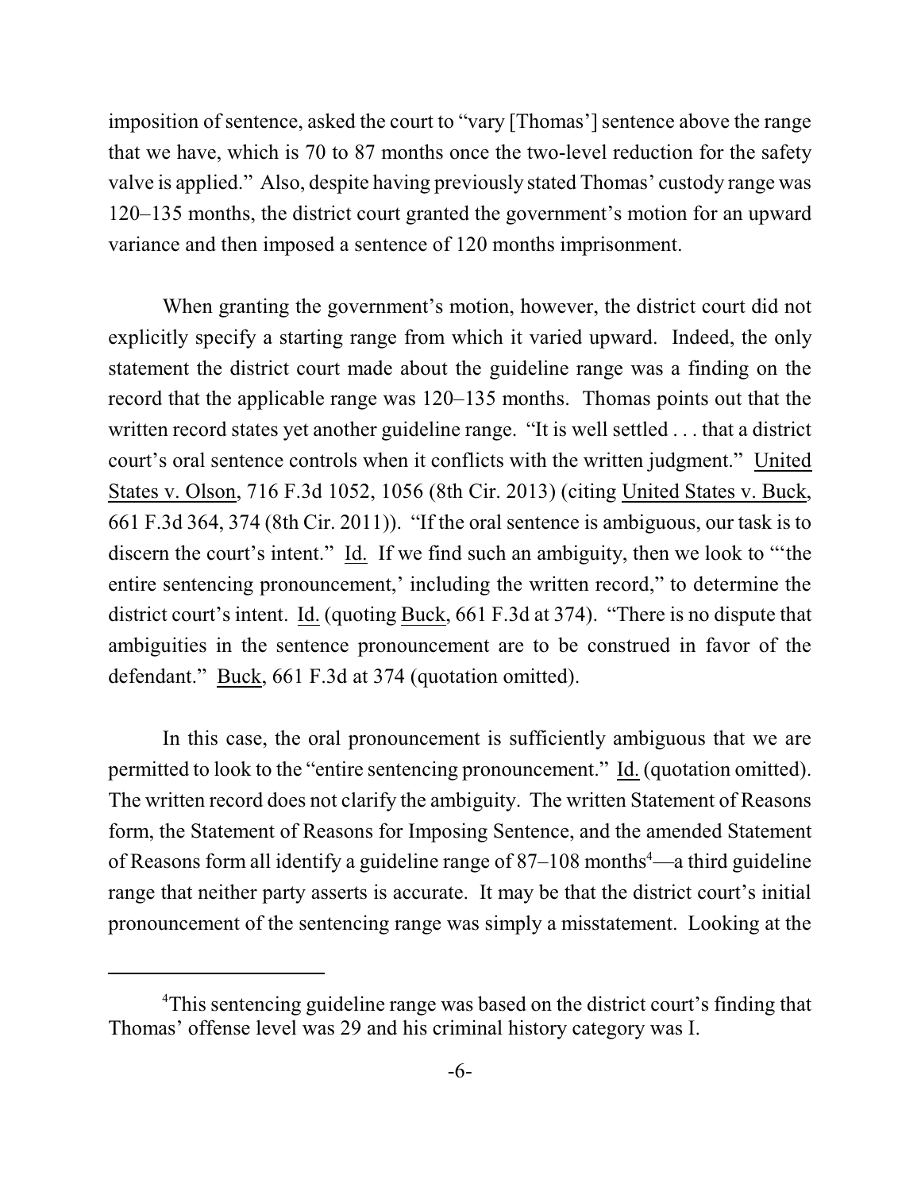imposition of sentence, asked the court to "vary [Thomas'] sentence above the range that we have, which is 70 to 87 months once the two-level reduction for the safety valve is applied." Also, despite having previously stated Thomas' custody range was 120–135 months, the district court granted the government's motion for an upward variance and then imposed a sentence of 120 months imprisonment.

When granting the government's motion, however, the district court did not explicitly specify a starting range from which it varied upward. Indeed, the only statement the district court made about the guideline range was a finding on the record that the applicable range was 120–135 months. Thomas points out that the written record states yet another guideline range. "It is well settled . . . that a district court's oral sentence controls when it conflicts with the written judgment." United States v. Olson, 716 F.3d 1052, 1056 (8th Cir. 2013) (citing United States v. Buck, 661 F.3d 364, 374 (8th Cir. 2011)). "If the oral sentence is ambiguous, our task is to discern the court's intent." Id. If we find such an ambiguity, then we look to "'the entire sentencing pronouncement,' including the written record," to determine the district court's intent. Id. (quoting Buck, 661 F.3d at 374). "There is no dispute that ambiguities in the sentence pronouncement are to be construed in favor of the defendant." Buck, 661 F.3d at 374 (quotation omitted).

In this case, the oral pronouncement is sufficiently ambiguous that we are permitted to look to the "entire sentencing pronouncement." Id. (quotation omitted). The written record does not clarify the ambiguity. The written Statement of Reasons form, the Statement of Reasons for Imposing Sentence, and the amended Statement of Reasons form all identify a guideline range of 87–108 months[4]—a third guideline range that neither party asserts is accurate. It may be that the district court's initial pronouncement of the sentencing range was simply a misstatement. Looking at the

[4]This sentencing guideline range was based on the district court's finding that Thomas' offense level was 29 and his criminal history category was I.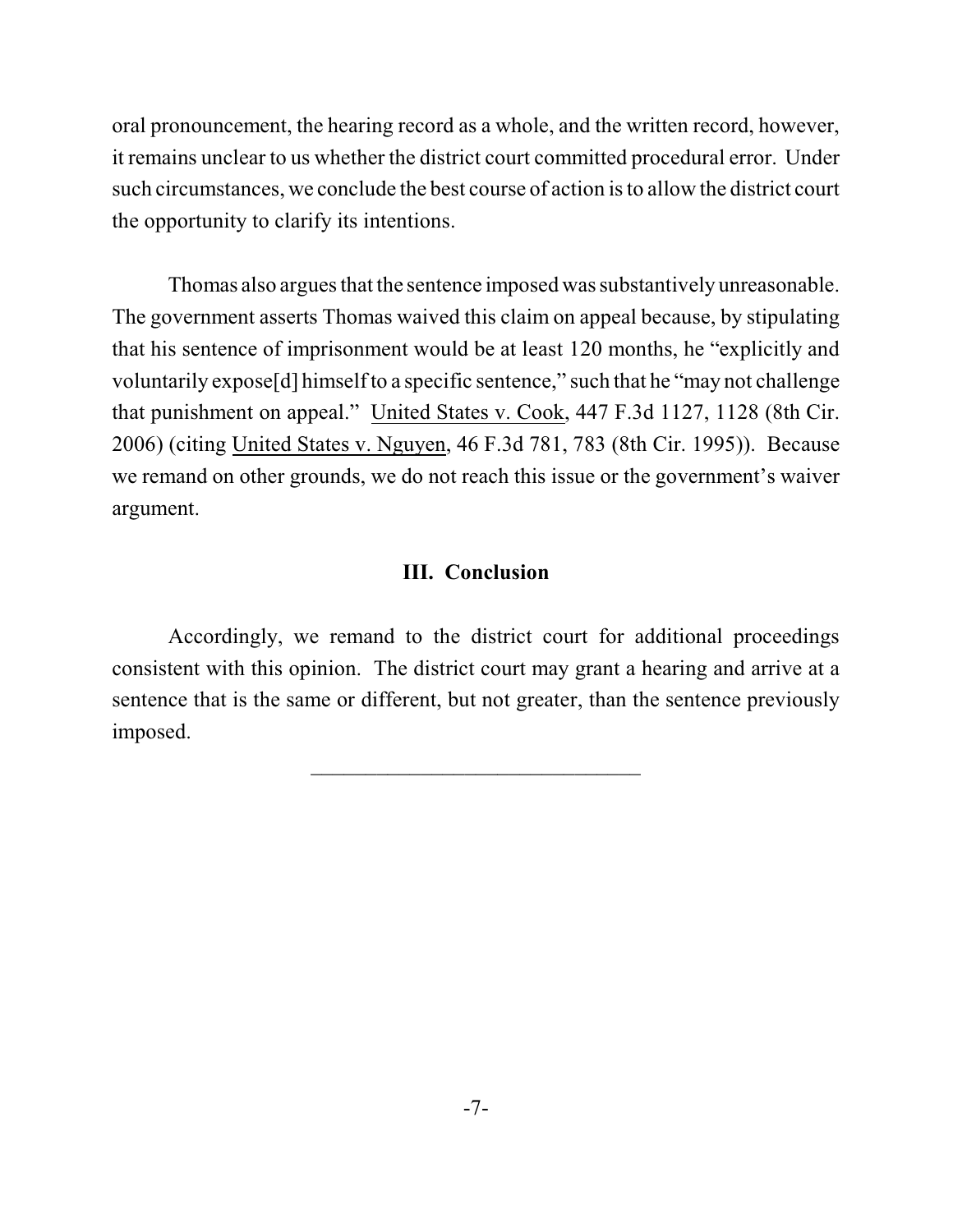oral pronouncement, the hearing record as a whole, and the written record, however, it remains unclear to us whether the district court committed procedural error. Under such circumstances, we conclude the best course of action is to allow the district court the opportunity to clarify its intentions.

Thomas also argues that the sentence imposed was substantively unreasonable. The government asserts Thomas waived this claim on appeal because, by stipulating that his sentence of imprisonment would be at least 120 months, he "explicitly and voluntarily expose[d] himself to a specific sentence," such that he "may not challenge that punishment on appeal." United States v. Cook, 447 F.3d 1127, 1128 (8th Cir. 2006) (citing United States v. Nguyen, 46 F.3d 781, 783 (8th Cir. 1995)). Because we remand on other grounds, we do not reach this issue or the government's waiver argument.

## III. Conclusion

Accordingly, we remand to the district court for additional proceedings consistent with this opinion. The district court may grant a hearing and arrive at a sentence that is the same or different, but not greater, than the sentence previously imposed.

______________________________